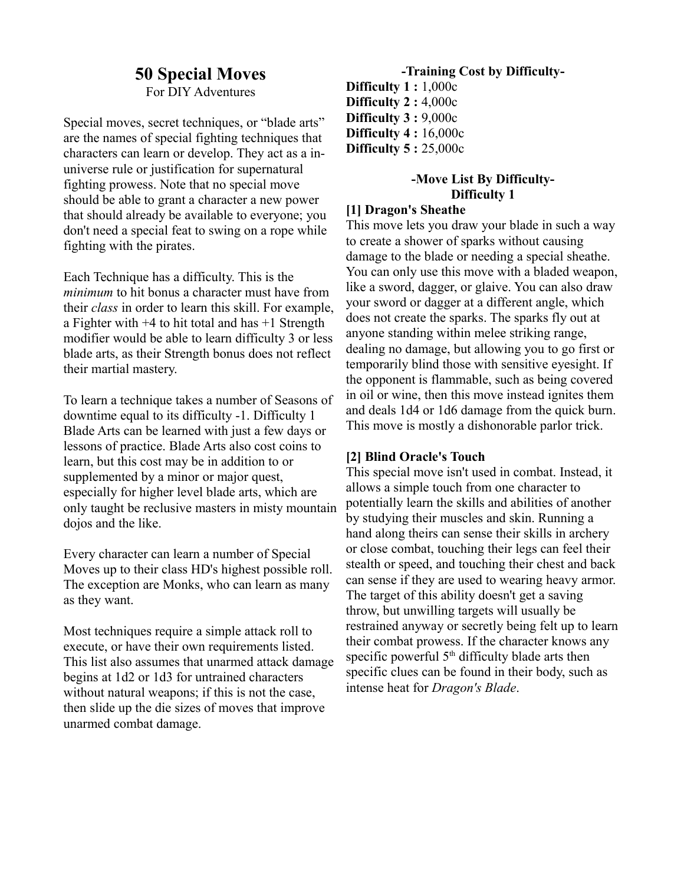# 50 Special Moves

For DIY Adventures

Special moves, secret techniques, or "blade arts" are the names of special fighting techniques that characters can learn or develop. They act as a in-universe rule or justification for supernatural fighting prowess. Note that no special move should be able to grant a character a new power that should already be available to everyone; you don't need a special feat to swing on a rope while fighting with the pirates.

Each Technique has a difficulty. This is the *minimum* to hit bonus a character must have from their *class* in order to learn this skill. For example, a Fighter with +4 to hit total and has +1 Strength modifier would be able to learn difficulty 3 or less blade arts, as their Strength bonus does not reflect their martial mastery.

To learn a technique takes a number of Seasons of downtime equal to its difficulty -1. Difficulty 1 Blade Arts can be learned with just a few days or lessons of practice. Blade Arts also cost coins to learn, but this cost may be in addition to or supplemented by a minor or major quest, especially for higher level blade arts, which are only taught be reclusive masters in misty mountain dojos and the like.

Every character can learn a number of Special Moves up to their class HD's highest possible roll. The exception are Monks, who can learn as many as they want.

Most techniques require a simple attack roll to execute, or have their own requirements listed. This list also assumes that unarmed attack damage begins at 1d2 or 1d3 for untrained characters without natural weapons; if this is not the case, then slide up the die sizes of moves that improve unarmed combat damage.

## -Training Cost by Difficulty-

**Difficulty 1 :** 1,000c
**Difficulty 2 :** 4,000c
**Difficulty 3 :** 9,000c
**Difficulty 4 :** 16,000c
**Difficulty 5 :** 25,000c

## -Move List By Difficulty-

### Difficulty 1

**[1] Dragon's Sheathe**

This move lets you draw your blade in such a way to create a shower of sparks without causing damage to the blade or needing a special sheathe. You can only use this move with a bladed weapon, like a sword, dagger, or glaive. You can also draw your sword or dagger at a different angle, which does not create the sparks. The sparks fly out at anyone standing within melee striking range, dealing no damage, but allowing you to go first or temporarily blind those with sensitive eyesight. If the opponent is flammable, such as being covered in oil or wine, then this move instead ignites them and deals 1d4 or 1d6 damage from the quick burn. This move is mostly a dishonorable parlor trick.

**[2] Blind Oracle's Touch**

This special move isn't used in combat. Instead, it allows a simple touch from one character to potentially learn the skills and abilities of another by studying their muscles and skin. Running a hand along theirs can sense their skills in archery or close combat, touching their legs can feel their stealth or speed, and touching their chest and back can sense if they are used to wearing heavy armor. The target of this ability doesn't get a saving throw, but unwilling targets will usually be restrained anyway or secretly being felt up to learn their combat prowess. If the character knows any specific powerful 5th difficulty blade arts then specific clues can be found in their body, such as intense heat for *Dragon's Blade*.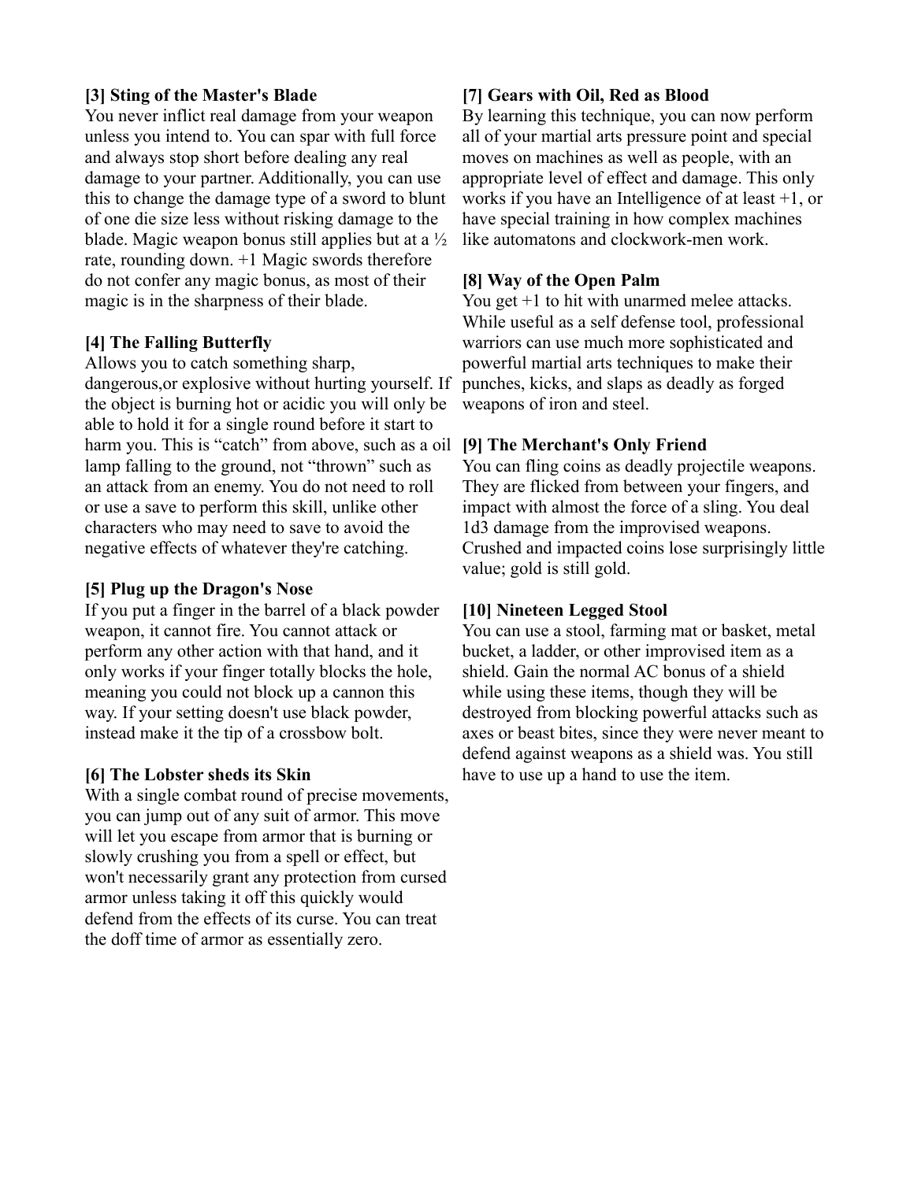**[3] Sting of the Master's Blade**

You never inflict real damage from your weapon unless you intend to. You can spar with full force and always stop short before dealing any real damage to your partner. Additionally, you can use this to change the damage type of a sword to blunt of one die size less without risking damage to the blade. Magic weapon bonus still applies but at a ½ rate, rounding down. +1 Magic swords therefore do not confer any magic bonus, as most of their magic is in the sharpness of their blade.

**[4] The Falling Butterfly**

Allows you to catch something sharp, dangerous,or explosive without hurting yourself. If the object is burning hot or acidic you will only be able to hold it for a single round before it start to harm you. This is "catch" from above, such as a oil lamp falling to the ground, not "thrown" such as an attack from an enemy. You do not need to roll or use a save to perform this skill, unlike other characters who may need to save to avoid the negative effects of whatever they're catching.

**[5] Plug up the Dragon's Nose**

If you put a finger in the barrel of a black powder weapon, it cannot fire. You cannot attack or perform any other action with that hand, and it only works if your finger totally blocks the hole, meaning you could not block up a cannon this way. If your setting doesn't use black powder, instead make it the tip of a crossbow bolt.

**[6] The Lobster sheds its Skin**

With a single combat round of precise movements, you can jump out of any suit of armor. This move will let you escape from armor that is burning or slowly crushing you from a spell or effect, but won't necessarily grant any protection from cursed armor unless taking it off this quickly would defend from the effects of its curse. You can treat the doff time of armor as essentially zero.

**[7] Gears with Oil, Red as Blood**

By learning this technique, you can now perform all of your martial arts pressure point and special moves on machines as well as people, with an appropriate level of effect and damage. This only works if you have an Intelligence of at least +1, or have special training in how complex machines like automatons and clockwork-men work.

**[8] Way of the Open Palm**

You get +1 to hit with unarmed melee attacks. While useful as a self defense tool, professional warriors can use much more sophisticated and powerful martial arts techniques to make their punches, kicks, and slaps as deadly as forged weapons of iron and steel.

**[9] The Merchant's Only Friend**

You can fling coins as deadly projectile weapons. They are flicked from between your fingers, and impact with almost the force of a sling. You deal 1d3 damage from the improvised weapons. Crushed and impacted coins lose surprisingly little value; gold is still gold.

**[10] Nineteen Legged Stool**

You can use a stool, farming mat or basket, metal bucket, a ladder, or other improvised item as a shield. Gain the normal AC bonus of a shield while using these items, though they will be destroyed from blocking powerful attacks such as axes or beast bites, since they were never meant to defend against weapons as a shield was. You still have to use up a hand to use the item.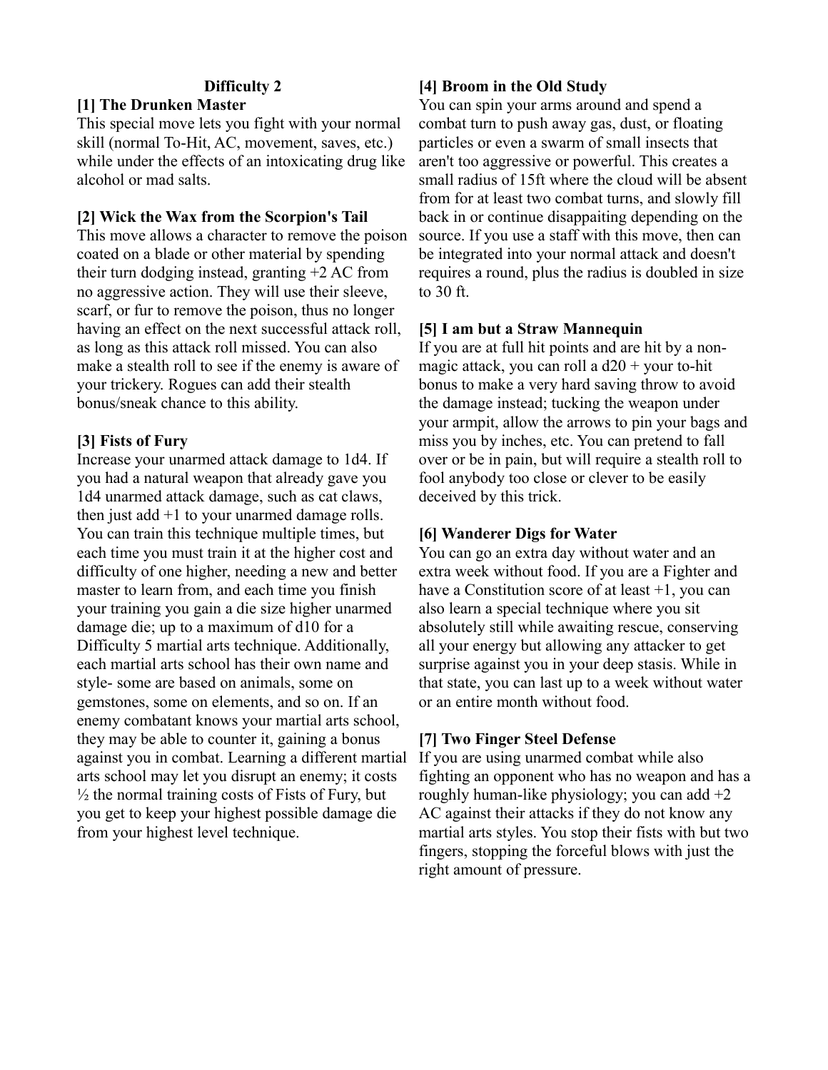## Difficulty 2

**[1] The Drunken Master**

This special move lets you fight with your normal skill (normal To-Hit, AC, movement, saves, etc.) while under the effects of an intoxicating drug like alcohol or mad salts.

**[2] Wick the Wax from the Scorpion's Tail**

This move allows a character to remove the poison coated on a blade or other material by spending their turn dodging instead, granting +2 AC from no aggressive action. They will use their sleeve, scarf, or fur to remove the poison, thus no longer having an effect on the next successful attack roll, as long as this attack roll missed. You can also make a stealth roll to see if the enemy is aware of your trickery. Rogues can add their stealth bonus/sneak chance to this ability.

**[3] Fists of Fury**

Increase your unarmed attack damage to 1d4. If you had a natural weapon that already gave you 1d4 unarmed attack damage, such as cat claws, then just add +1 to your unarmed damage rolls. You can train this technique multiple times, but each time you must train it at the higher cost and difficulty of one higher, needing a new and better master to learn from, and each time you finish your training you gain a die size higher unarmed damage die; up to a maximum of d10 for a Difficulty 5 martial arts technique. Additionally, each martial arts school has their own name and style- some are based on animals, some on gemstones, some on elements, and so on. If an enemy combatant knows your martial arts school, they may be able to counter it, gaining a bonus against you in combat. Learning a different martial arts school may let you disrupt an enemy; it costs ½ the normal training costs of Fists of Fury, but you get to keep your highest possible damage die from your highest level technique.

**[4] Broom in the Old Study**

You can spin your arms around and spend a combat turn to push away gas, dust, or floating particles or even a swarm of small insects that aren't too aggressive or powerful. This creates a small radius of 15ft where the cloud will be absent from for at least two combat turns, and slowly fill back in or continue disappaiting depending on the source. If you use a staff with this move, then can be integrated into your normal attack and doesn't requires a round, plus the radius is doubled in size to 30 ft.

**[5] I am but a Straw Mannequin**

If you are at full hit points and are hit by a non-magic attack, you can roll a d20 + your to-hit bonus to make a very hard saving throw to avoid the damage instead; tucking the weapon under your armpit, allow the arrows to pin your bags and miss you by inches, etc. You can pretend to fall over or be in pain, but will require a stealth roll to fool anybody too close or clever to be easily deceived by this trick.

**[6] Wanderer Digs for Water**

You can go an extra day without water and an extra week without food. If you are a Fighter and have a Constitution score of at least +1, you can also learn a special technique where you sit absolutely still while awaiting rescue, conserving all your energy but allowing any attacker to get surprise against you in your deep stasis. While in that state, you can last up to a week without water or an entire month without food.

**[7] Two Finger Steel Defense**

If you are using unarmed combat while also fighting an opponent who has no weapon and has a roughly human-like physiology; you can add +2 AC against their attacks if they do not know any martial arts styles. You stop their fists with but two fingers, stopping the forceful blows with just the right amount of pressure.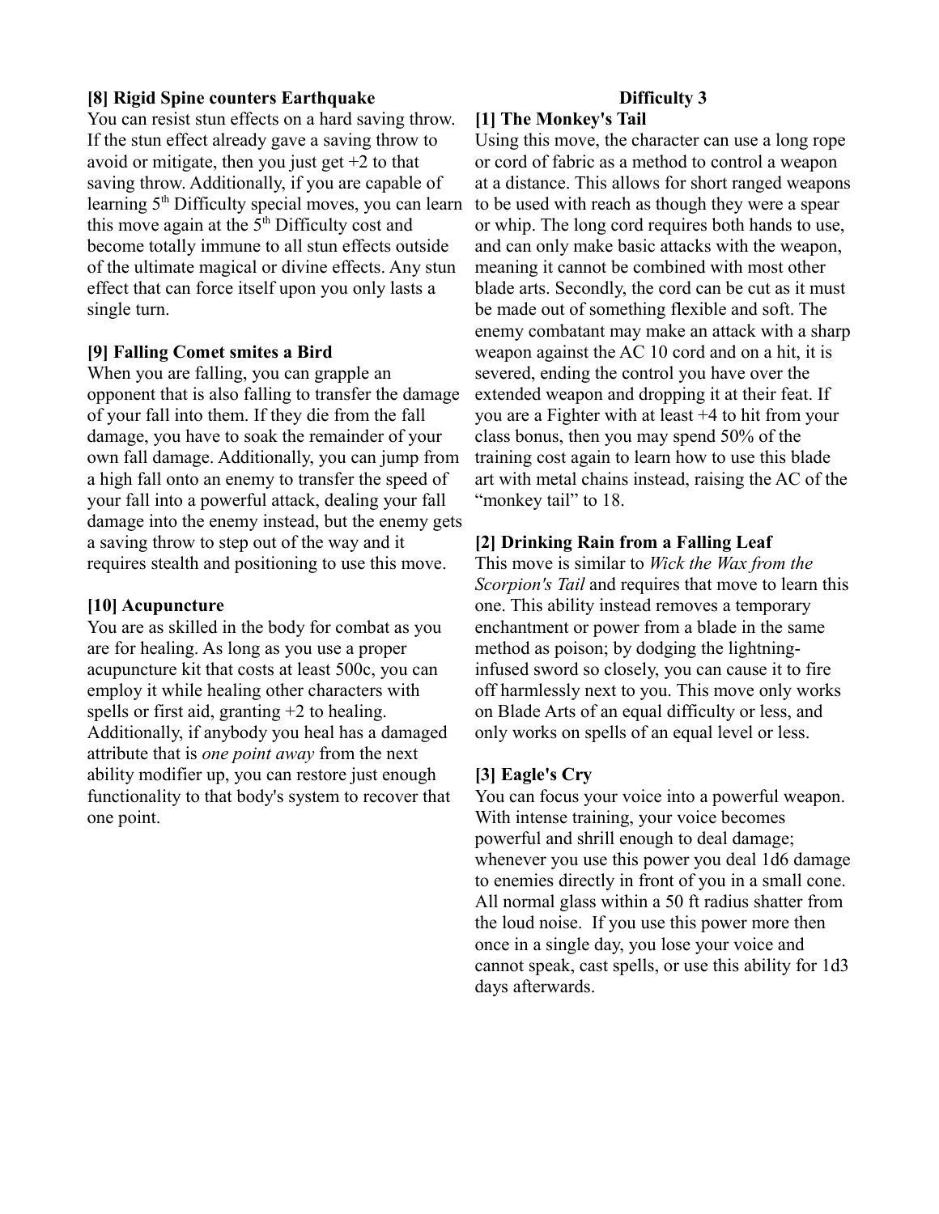### [8] Rigid Spine counters Earthquake

You can resist stun effects on a hard saving throw. If the stun effect already gave a saving throw to avoid or mitigate, then you just get +2 to that saving throw. Additionally, if you are capable of learning 5th Difficulty special moves, you can learn this move again at the 5th Difficulty cost and become totally immune to all stun effects outside of the ultimate magical or divine effects. Any stun effect that can force itself upon you only lasts a single turn.

### [9] Falling Comet smites a Bird

When you are falling, you can grapple an opponent that is also falling to transfer the damage of your fall into them. If they die from the fall damage, you have to soak the remainder of your own fall damage. Additionally, you can jump from a high fall onto an enemy to transfer the speed of your fall into a powerful attack, dealing your fall damage into the enemy instead, but the enemy gets a saving throw to step out of the way and it requires stealth and positioning to use this move.

### [10] Acupuncture

You are as skilled in the body for combat as you are for healing. As long as you use a proper acupuncture kit that costs at least 500c, you can employ it while healing other characters with spells or first aid, granting +2 to healing. Additionally, if anybody you heal has a damaged attribute that is *one point away* from the next ability modifier up, you can restore just enough functionality to that body's system to recover that one point.

## Difficulty 3

### [1] The Monkey's Tail

Using this move, the character can use a long rope or cord of fabric as a method to control a weapon at a distance. This allows for short ranged weapons to be used with reach as though they were a spear or whip. The long cord requires both hands to use, and can only make basic attacks with the weapon, meaning it cannot be combined with most other blade arts. Secondly, the cord can be cut as it must be made out of something flexible and soft. The enemy combatant may make an attack with a sharp weapon against the AC 10 cord and on a hit, it is severed, ending the control you have over the extended weapon and dropping it at their feat. If you are a Fighter with at least +4 to hit from your class bonus, then you may spend 50% of the training cost again to learn how to use this blade art with metal chains instead, raising the AC of the "monkey tail" to 18.

### [2] Drinking Rain from a Falling Leaf

This move is similar to *Wick the Wax from the Scorpion's Tail* and requires that move to learn this one. This ability instead removes a temporary enchantment or power from a blade in the same method as poison; by dodging the lightning-infused sword so closely, you can cause it to fire off harmlessly next to you. This move only works on Blade Arts of an equal difficulty or less, and only works on spells of an equal level or less.

### [3] Eagle's Cry

You can focus your voice into a powerful weapon. With intense training, your voice becomes powerful and shrill enough to deal damage; whenever you use this power you deal 1d6 damage to enemies directly in front of you in a small cone. All normal glass within a 50 ft radius shatter from the loud noise. If you use this power more then once in a single day, you lose your voice and cannot speak, cast spells, or use this ability for 1d3 days afterwards.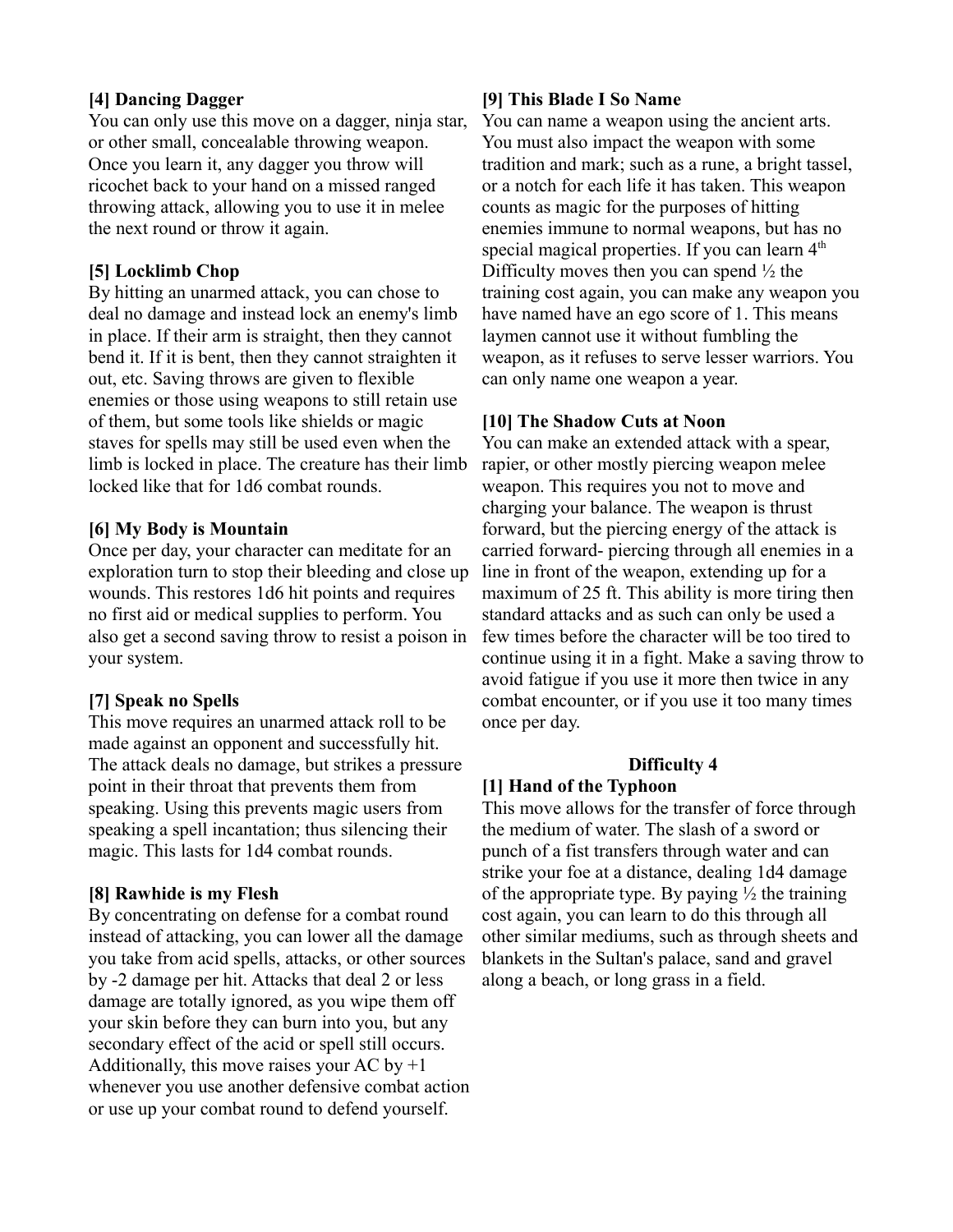**[4] Dancing Dagger**

You can only use this move on a dagger, ninja star, or other small, concealable throwing weapon. Once you learn it, any dagger you throw will ricochet back to your hand on a missed ranged throwing attack, allowing you to use it in melee the next round or throw it again.

**[5] Locklimb Chop**

By hitting an unarmed attack, you can chose to deal no damage and instead lock an enemy's limb in place. If their arm is straight, then they cannot bend it. If it is bent, then they cannot straighten it out, etc. Saving throws are given to flexible enemies or those using weapons to still retain use of them, but some tools like shields or magic staves for spells may still be used even when the limb is locked in place. The creature has their limb locked like that for 1d6 combat rounds.

**[6] My Body is Mountain**

Once per day, your character can meditate for an exploration turn to stop their bleeding and close up wounds. This restores 1d6 hit points and requires no first aid or medical supplies to perform. You also get a second saving throw to resist a poison in your system.

**[7] Speak no Spells**

This move requires an unarmed attack roll to be made against an opponent and successfully hit. The attack deals no damage, but strikes a pressure point in their throat that prevents them from speaking. Using this prevents magic users from speaking a spell incantation; thus silencing their magic. This lasts for 1d4 combat rounds.

**[8] Rawhide is my Flesh**

By concentrating on defense for a combat round instead of attacking, you can lower all the damage you take from acid spells, attacks, or other sources by -2 damage per hit. Attacks that deal 2 or less damage are totally ignored, as you wipe them off your skin before they can burn into you, but any secondary effect of the acid or spell still occurs. Additionally, this move raises your AC by +1 whenever you use another defensive combat action or use up your combat round to defend yourself.

**[9] This Blade I So Name**

You can name a weapon using the ancient arts. You must also impact the weapon with some tradition and mark; such as a rune, a bright tassel, or a notch for each life it has taken. This weapon counts as magic for the purposes of hitting enemies immune to normal weapons, but has no special magical properties. If you can learn 4th Difficulty moves then you can spend ½ the training cost again, you can make any weapon you have named have an ego score of 1. This means laymen cannot use it without fumbling the weapon, as it refuses to serve lesser warriors. You can only name one weapon a year.

**[10] The Shadow Cuts at Noon**

You can make an extended attack with a spear, rapier, or other mostly piercing weapon melee weapon. This requires you not to move and charging your balance. The weapon is thrust forward, but the piercing energy of the attack is carried forward- piercing through all enemies in a line in front of the weapon, extending up for a maximum of 25 ft. This ability is more tiring then standard attacks and as such can only be used a few times before the character will be too tired to continue using it in a fight. Make a saving throw to avoid fatigue if you use it more then twice in any combat encounter, or if you use it too many times once per day.

## Difficulty 4

**[1] Hand of the Typhoon**

This move allows for the transfer of force through the medium of water. The slash of a sword or punch of a fist transfers through water and can strike your foe at a distance, dealing 1d4 damage of the appropriate type. By paying ½ the training cost again, you can learn to do this through all other similar mediums, such as through sheets and blankets in the Sultan's palace, sand and gravel along a beach, or long grass in a field.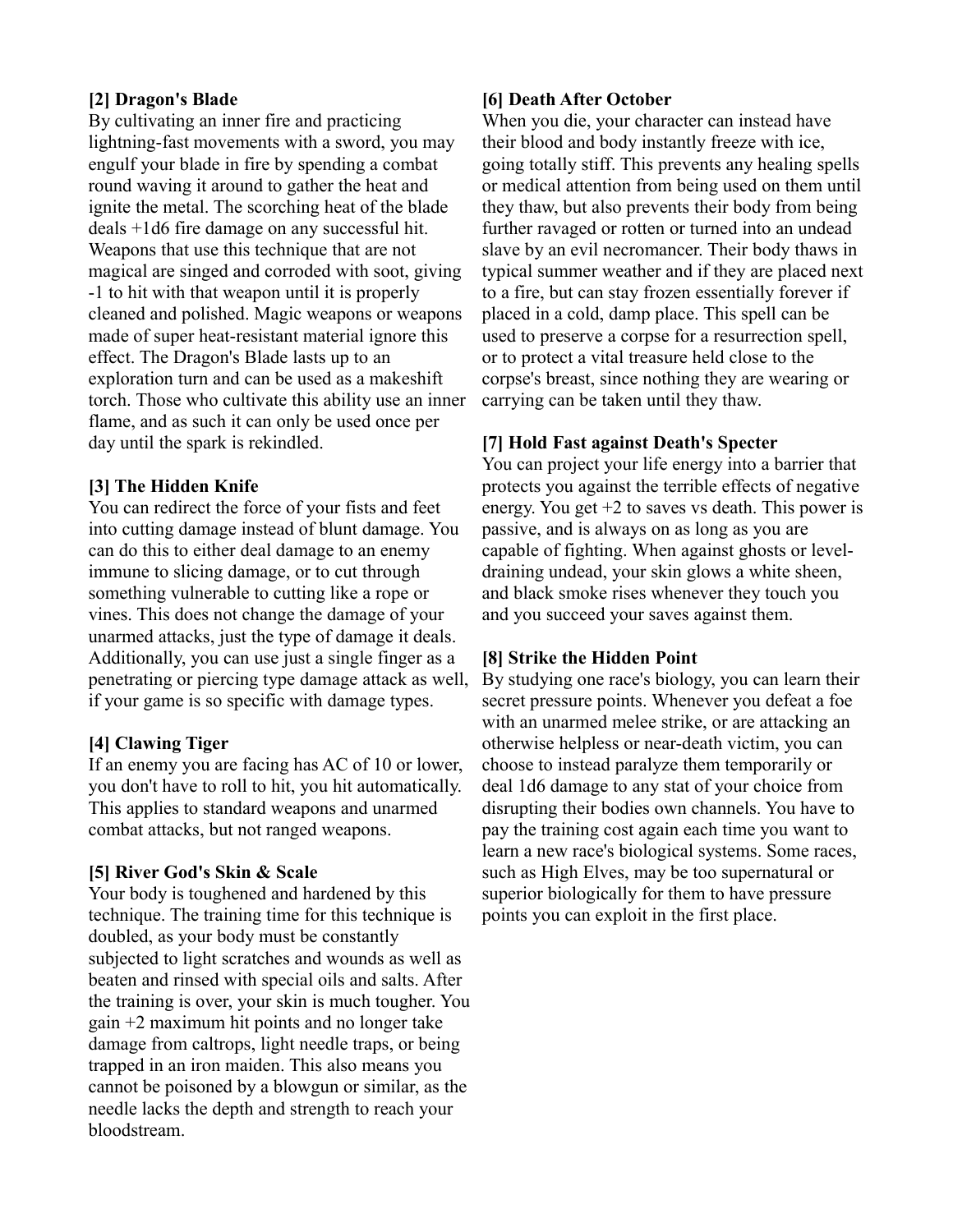**[2] Dragon's Blade**

By cultivating an inner fire and practicing lightning-fast movements with a sword, you may engulf your blade in fire by spending a combat round waving it around to gather the heat and ignite the metal. The scorching heat of the blade deals +1d6 fire damage on any successful hit. Weapons that use this technique that are not magical are singed and corroded with soot, giving -1 to hit with that weapon until it is properly cleaned and polished. Magic weapons or weapons made of super heat-resistant material ignore this effect. The Dragon's Blade lasts up to an exploration turn and can be used as a makeshift torch. Those who cultivate this ability use an inner flame, and as such it can only be used once per day until the spark is rekindled.

**[3] The Hidden Knife**

You can redirect the force of your fists and feet into cutting damage instead of blunt damage. You can do this to either deal damage to an enemy immune to slicing damage, or to cut through something vulnerable to cutting like a rope or vines. This does not change the damage of your unarmed attacks, just the type of damage it deals. Additionally, you can use just a single finger as a penetrating or piercing type damage attack as well, if your game is so specific with damage types.

**[4] Clawing Tiger**

If an enemy you are facing has AC of 10 or lower, you don't have to roll to hit, you hit automatically. This applies to standard weapons and unarmed combat attacks, but not ranged weapons.

**[5] River God's Skin & Scale**

Your body is toughened and hardened by this technique. The training time for this technique is doubled, as your body must be constantly subjected to light scratches and wounds as well as beaten and rinsed with special oils and salts. After the training is over, your skin is much tougher. You gain +2 maximum hit points and no longer take damage from caltrops, light needle traps, or being trapped in an iron maiden. This also means you cannot be poisoned by a blowgun or similar, as the needle lacks the depth and strength to reach your bloodstream.

**[6] Death After October**

When you die, your character can instead have their blood and body instantly freeze with ice, going totally stiff. This prevents any healing spells or medical attention from being used on them until they thaw, but also prevents their body from being further ravaged or rotten or turned into an undead slave by an evil necromancer. Their body thaws in typical summer weather and if they are placed next to a fire, but can stay frozen essentially forever if placed in a cold, damp place. This spell can be used to preserve a corpse for a resurrection spell, or to protect a vital treasure held close to the corpse's breast, since nothing they are wearing or carrying can be taken until they thaw.

**[7] Hold Fast against Death's Specter**

You can project your life energy into a barrier that protects you against the terrible effects of negative energy. You get +2 to saves vs death. This power is passive, and is always on as long as you are capable of fighting. When against ghosts or level-draining undead, your skin glows a white sheen, and black smoke rises whenever they touch you and you succeed your saves against them.

**[8] Strike the Hidden Point**

By studying one race's biology, you can learn their secret pressure points. Whenever you defeat a foe with an unarmed melee strike, or are attacking an otherwise helpless or near-death victim, you can choose to instead paralyze them temporarily or deal 1d6 damage to any stat of your choice from disrupting their bodies own channels. You have to pay the training cost again each time you want to learn a new race's biological systems. Some races, such as High Elves, may be too supernatural or superior biologically for them to have pressure points you can exploit in the first place.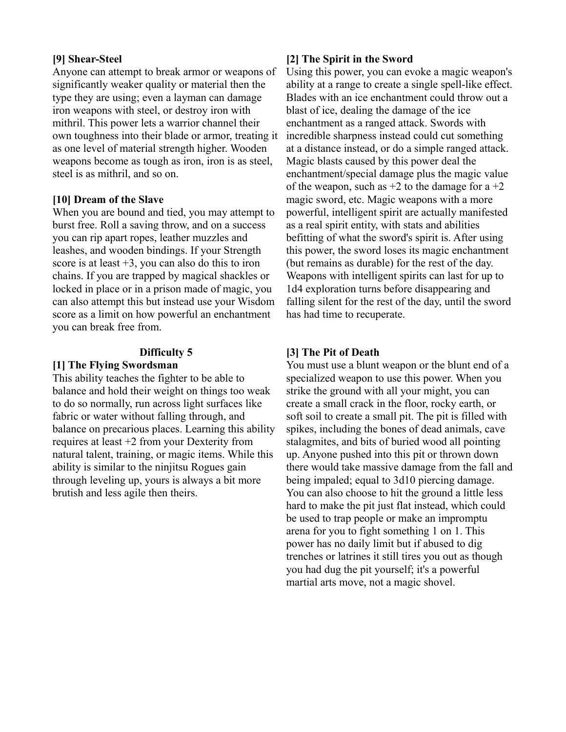**[9] Shear-Steel**

Anyone can attempt to break armor or weapons of significantly weaker quality or material then the type they are using; even a layman can damage iron weapons with steel, or destroy iron with mithril. This power lets a warrior channel their own toughness into their blade or armor, treating it as one level of material strength higher. Wooden weapons become as tough as iron, iron is as steel, steel is as mithril, and so on.

**[10] Dream of the Slave**

When you are bound and tied, you may attempt to burst free. Roll a saving throw, and on a success you can rip apart ropes, leather muzzles and leashes, and wooden bindings. If your Strength score is at least +3, you can also do this to iron chains. If you are trapped by magical shackles or locked in place or in a prison made of magic, you can also attempt this but instead use your Wisdom score as a limit on how powerful an enchantment you can break free from.

## Difficulty 5

**[1] The Flying Swordsman**

This ability teaches the fighter to be able to balance and hold their weight on things too weak to do so normally, run across light surfaces like fabric or water without falling through, and balance on precarious places. Learning this ability requires at least +2 from your Dexterity from natural talent, training, or magic items. While this ability is similar to the ninjitsu Rogues gain through leveling up, yours is always a bit more brutish and less agile then theirs.

**[2] The Spirit in the Sword**

Using this power, you can evoke a magic weapon's ability at a range to create a single spell-like effect. Blades with an ice enchantment could throw out a blast of ice, dealing the damage of the ice enchantment as a ranged attack. Swords with incredible sharpness instead could cut something at a distance instead, or do a simple ranged attack. Magic blasts caused by this power deal the enchantment/special damage plus the magic value of the weapon, such as +2 to the damage for a +2 magic sword, etc. Magic weapons with a more powerful, intelligent spirit are actually manifested as a real spirit entity, with stats and abilities befitting of what the sword's spirit is. After using this power, the sword loses its magic enchantment (but remains as durable) for the rest of the day. Weapons with intelligent spirits can last for up to 1d4 exploration turns before disappearing and falling silent for the rest of the day, until the sword has had time to recuperate.

**[3] The Pit of Death**

You must use a blunt weapon or the blunt end of a specialized weapon to use this power. When you strike the ground with all your might, you can create a small crack in the floor, rocky earth, or soft soil to create a small pit. The pit is filled with spikes, including the bones of dead animals, cave stalagmites, and bits of buried wood all pointing up. Anyone pushed into this pit or thrown down there would take massive damage from the fall and being impaled; equal to 3d10 piercing damage. You can also choose to hit the ground a little less hard to make the pit just flat instead, which could be used to trap people or make an impromptu arena for you to fight something 1 on 1. This power has no daily limit but if abused to dig trenches or latrines it still tires you out as though you had dug the pit yourself; it's a powerful martial arts move, not a magic shovel.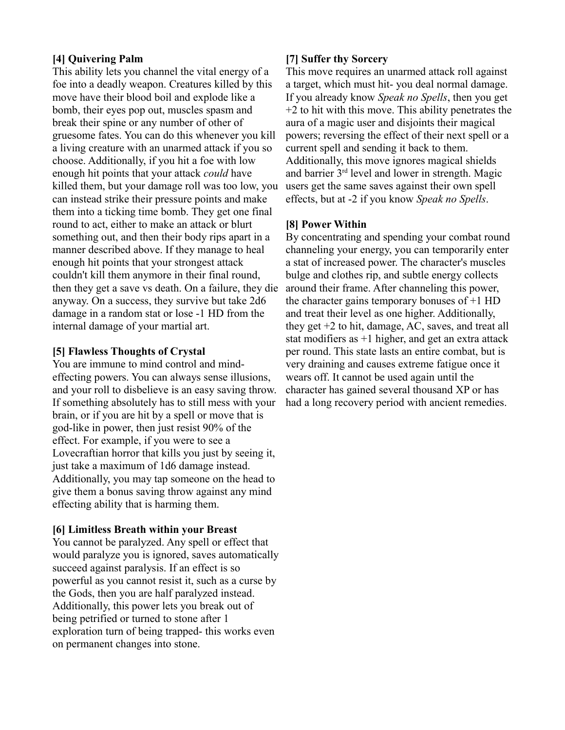**[4] Quivering Palm**

This ability lets you channel the vital energy of a foe into a deadly weapon. Creatures killed by this move have their blood boil and explode like a bomb, their eyes pop out, muscles spasm and break their spine or any number of other of gruesome fates. You can do this whenever you kill a living creature with an unarmed attack if you so choose. Additionally, if you hit a foe with low enough hit points that your attack *could* have killed them, but your damage roll was too low, you can instead strike their pressure points and make them into a ticking time bomb. They get one final round to act, either to make an attack or blurt something out, and then their body rips apart in a manner described above. If they manage to heal enough hit points that your strongest attack couldn't kill them anymore in their final round, then they get a save vs death. On a failure, they die anyway. On a success, they survive but take 2d6 damage in a random stat or lose -1 HD from the internal damage of your martial art.

**[5] Flawless Thoughts of Crystal**

You are immune to mind control and mind-effecting powers. You can always sense illusions, and your roll to disbelieve is an easy saving throw. If something absolutely has to still mess with your brain, or if you are hit by a spell or move that is god-like in power, then just resist 90% of the effect. For example, if you were to see a Lovecraftian horror that kills you just by seeing it, just take a maximum of 1d6 damage instead. Additionally, you may tap someone on the head to give them a bonus saving throw against any mind effecting ability that is harming them.

**[6] Limitless Breath within your Breast**

You cannot be paralyzed. Any spell or effect that would paralyze you is ignored, saves automatically succeed against paralysis. If an effect is so powerful as you cannot resist it, such as a curse by the Gods, then you are half paralyzed instead. Additionally, this power lets you break out of being petrified or turned to stone after 1 exploration turn of being trapped- this works even on permanent changes into stone.

**[7] Suffer thy Sorcery**

This move requires an unarmed attack roll against a target, which must hit- you deal normal damage. If you already know *Speak no Spells*, then you get +2 to hit with this move. This ability penetrates the aura of a magic user and disjoints their magical powers; reversing the effect of their next spell or a current spell and sending it back to them. Additionally, this move ignores magical shields and barrier 3rd level and lower in strength. Magic users get the same saves against their own spell effects, but at -2 if you know *Speak no Spells*.

**[8] Power Within**

By concentrating and spending your combat round channeling your energy, you can temporarily enter a stat of increased power. The character's muscles bulge and clothes rip, and subtle energy collects around their frame. After channeling this power, the character gains temporary bonuses of +1 HD and treat their level as one higher. Additionally, they get +2 to hit, damage, AC, saves, and treat all stat modifiers as +1 higher, and get an extra attack per round. This state lasts an entire combat, but is very draining and causes extreme fatigue once it wears off. It cannot be used again until the character has gained several thousand XP or has had a long recovery period with ancient remedies.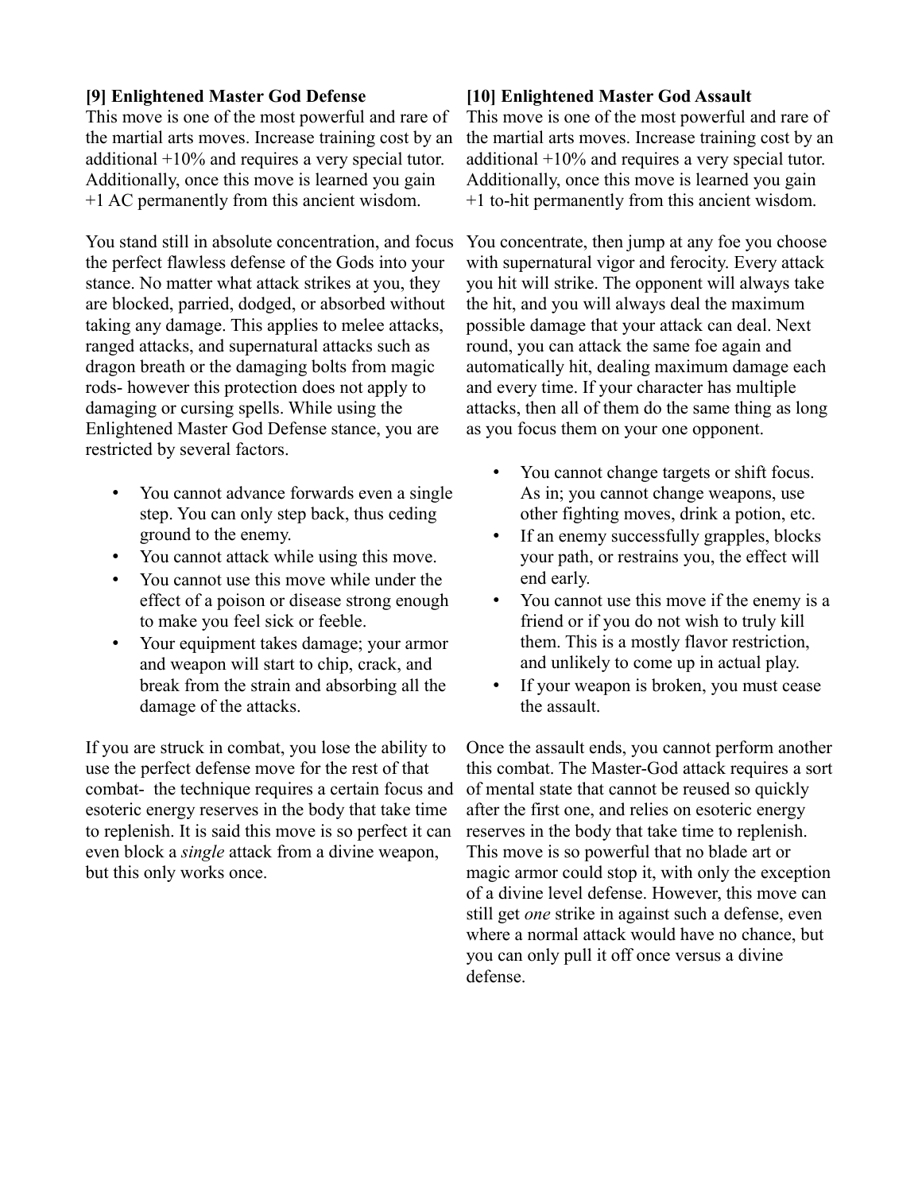**[9] Enlightened Master God Defense**

This move is one of the most powerful and rare of the martial arts moves. Increase training cost by an additional +10% and requires a very special tutor. Additionally, once this move is learned you gain +1 AC permanently from this ancient wisdom.

You stand still in absolute concentration, and focus the perfect flawless defense of the Gods into your stance. No matter what attack strikes at you, they are blocked, parried, dodged, or absorbed without taking any damage. This applies to melee attacks, ranged attacks, and supernatural attacks such as dragon breath or the damaging bolts from magic rods- however this protection does not apply to damaging or cursing spells. While using the Enlightened Master God Defense stance, you are restricted by several factors.

- You cannot advance forwards even a single step. You can only step back, thus ceding ground to the enemy.
- You cannot attack while using this move.
- You cannot use this move while under the effect of a poison or disease strong enough to make you feel sick or feeble.
- Your equipment takes damage; your armor and weapon will start to chip, crack, and break from the strain and absorbing all the damage of the attacks.

If you are struck in combat, you lose the ability to use the perfect defense move for the rest of that combat- the technique requires a certain focus and esoteric energy reserves in the body that take time to replenish. It is said this move is so perfect it can even block a *single* attack from a divine weapon, but this only works once.

**[10] Enlightened Master God Assault**

This move is one of the most powerful and rare of the martial arts moves. Increase training cost by an additional +10% and requires a very special tutor. Additionally, once this move is learned you gain +1 to-hit permanently from this ancient wisdom.

You concentrate, then jump at any foe you choose with supernatural vigor and ferocity. Every attack you hit will strike. The opponent will always take the hit, and you will always deal the maximum possible damage that your attack can deal. Next round, you can attack the same foe again and automatically hit, dealing maximum damage each and every time. If your character has multiple attacks, then all of them do the same thing as long as you focus them on your one opponent.

- You cannot change targets or shift focus. As in; you cannot change weapons, use other fighting moves, drink a potion, etc.
- If an enemy successfully grapples, blocks your path, or restrains you, the effect will end early.
- You cannot use this move if the enemy is a friend or if you do not wish to truly kill them. This is a mostly flavor restriction, and unlikely to come up in actual play.
- If your weapon is broken, you must cease the assault.

Once the assault ends, you cannot perform another this combat. The Master-God attack requires a sort of mental state that cannot be reused so quickly after the first one, and relies on esoteric energy reserves in the body that take time to replenish. This move is so powerful that no blade art or magic armor could stop it, with only the exception of a divine level defense. However, this move can still get *one* strike in against such a defense, even where a normal attack would have no chance, but you can only pull it off once versus a divine defense.